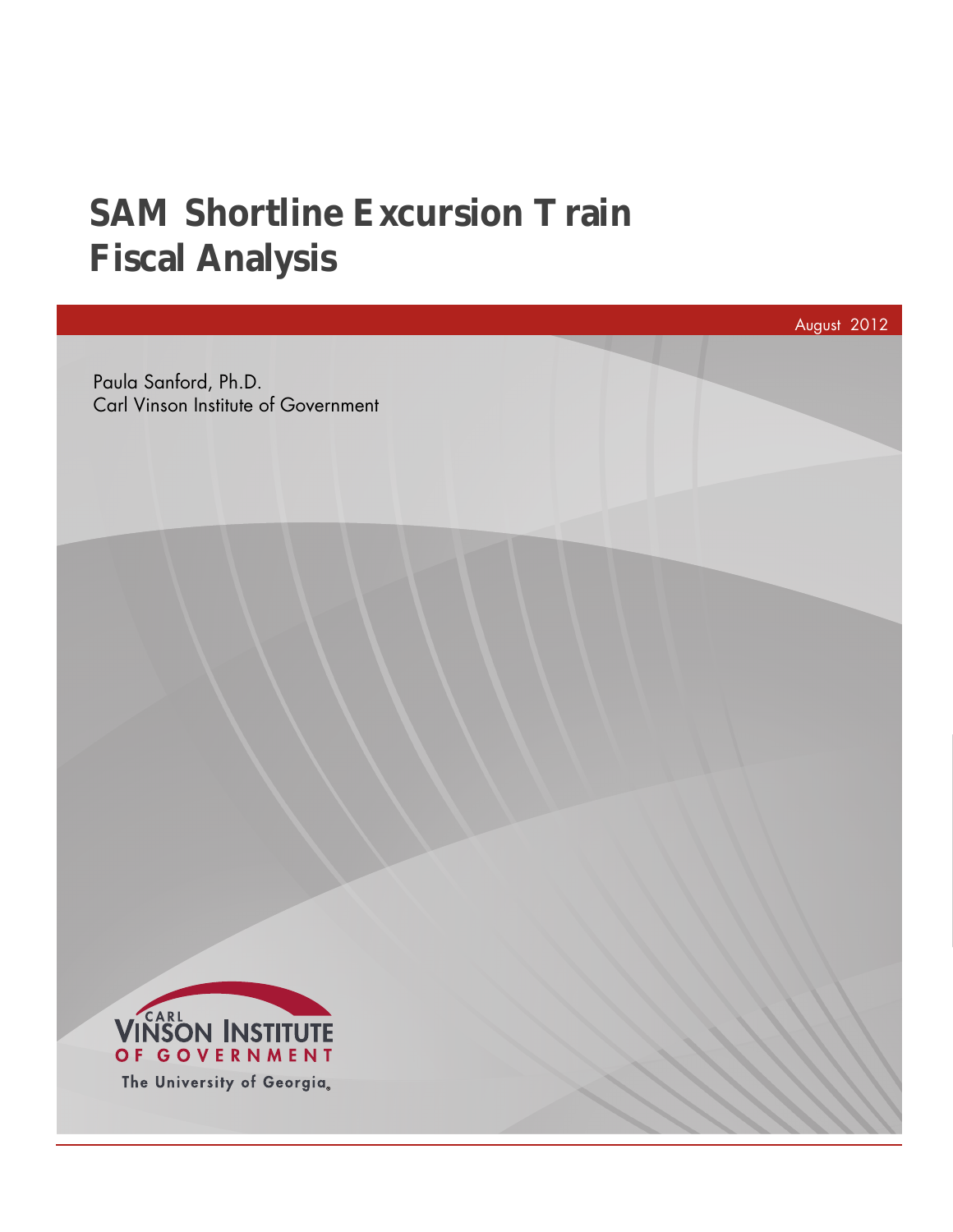# SAM Shortline Excursion Train Fiscal Analysis

August 2012

Paula Sanford, Ph.D.
Carl Vinson Institute of Government

CARL VINSON INSTITUTE OF GOVERNMENT
The University of Georgia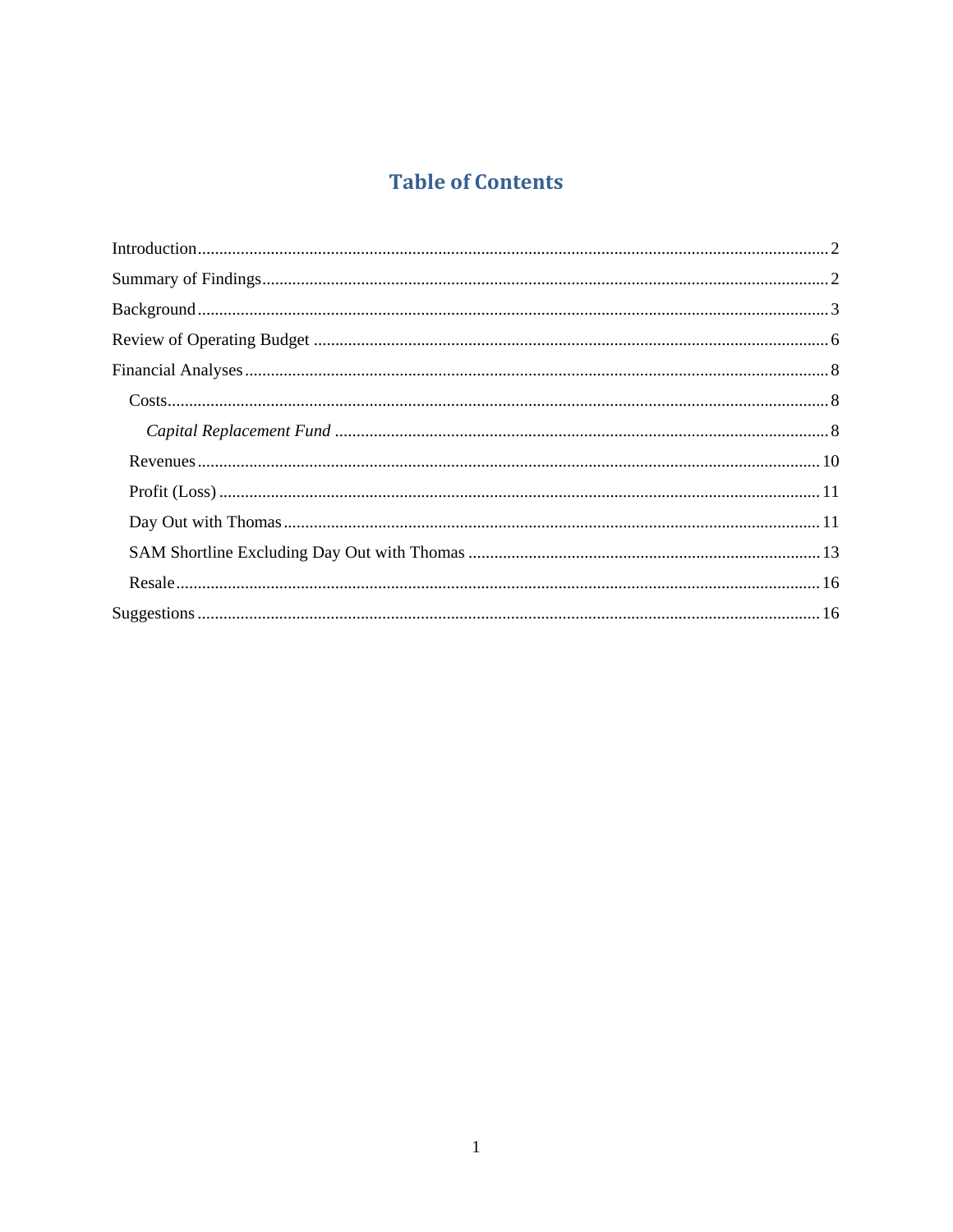# Table of Contents

Introduction.......................................................................................................................................2

Summary of Findings.........................................................................................................................2

Background........................................................................................................................................3

Review of Operating Budget .............................................................................................................6

Financial Analyses.............................................................................................................................8

- Costs...............................................................................................................................................8
  - *Capital Replacement Fund* .........................................................................................................8
- Revenues.......................................................................................................................................10
- Profit (Loss) ..................................................................................................................................11
- Day Out with Thomas...................................................................................................................11
- SAM Shortline Excluding Day Out with Thomas .........................................................................13
- Resale............................................................................................................................................16

Suggestions......................................................................................................................................16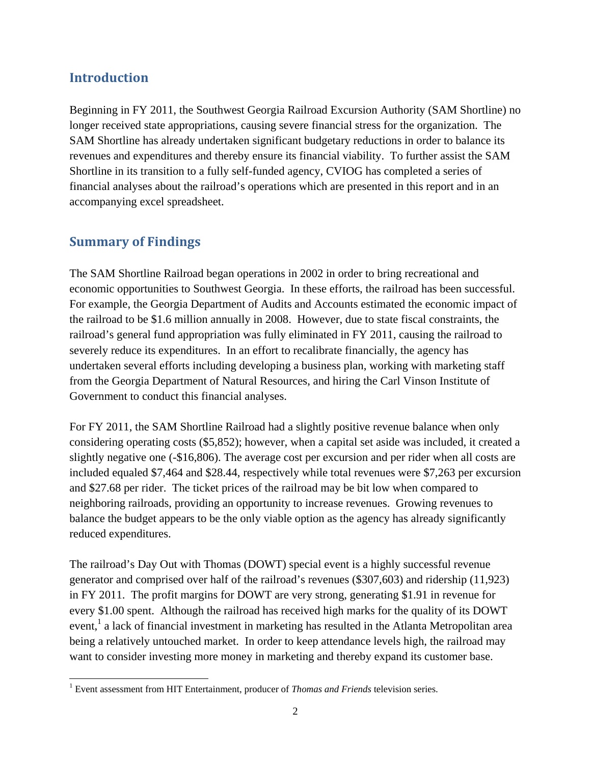## Introduction

Beginning in FY 2011, the Southwest Georgia Railroad Excursion Authority (SAM Shortline) no longer received state appropriations, causing severe financial stress for the organization. The SAM Shortline has already undertaken significant budgetary reductions in order to balance its revenues and expenditures and thereby ensure its financial viability. To further assist the SAM Shortline in its transition to a fully self-funded agency, CVIOG has completed a series of financial analyses about the railroad's operations which are presented in this report and in an accompanying excel spreadsheet.

## Summary of Findings

The SAM Shortline Railroad began operations in 2002 in order to bring recreational and economic opportunities to Southwest Georgia. In these efforts, the railroad has been successful. For example, the Georgia Department of Audits and Accounts estimated the economic impact of the railroad to be $1.6 million annually in 2008. However, due to state fiscal constraints, the railroad's general fund appropriation was fully eliminated in FY 2011, causing the railroad to severely reduce its expenditures. In an effort to recalibrate financially, the agency has undertaken several efforts including developing a business plan, working with marketing staff from the Georgia Department of Natural Resources, and hiring the Carl Vinson Institute of Government to conduct this financial analyses.

For FY 2011, the SAM Shortline Railroad had a slightly positive revenue balance when only considering operating costs ($5,852); however, when a capital set aside was included, it created a slightly negative one (-$16,806). The average cost per excursion and per rider when all costs are included equaled $7,464 and $28.44, respectively while total revenues were $7,263 per excursion and $27.68 per rider. The ticket prices of the railroad may be bit low when compared to neighboring railroads, providing an opportunity to increase revenues. Growing revenues to balance the budget appears to be the only viable option as the agency has already significantly reduced expenditures.

The railroad's Day Out with Thomas (DOWT) special event is a highly successful revenue generator and comprised over half of the railroad's revenues ($307,603) and ridership (11,923) in FY 2011. The profit margins for DOWT are very strong, generating $1.91 in revenue for every $1.00 spent. Although the railroad has received high marks for the quality of its DOWT event,[1] a lack of financial investment in marketing has resulted in the Atlanta Metropolitan area being a relatively untouched market. In order to keep attendance levels high, the railroad may want to consider investing more money in marketing and thereby expand its customer base.

[1] Event assessment from HIT Entertainment, producer of *Thomas and Friends* television series.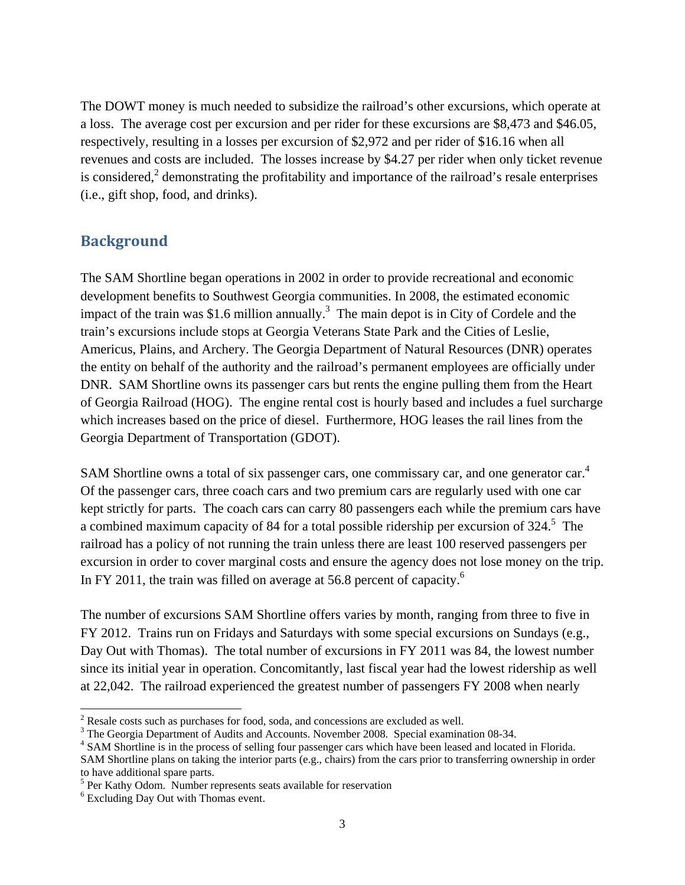The DOWT money is much needed to subsidize the railroad's other excursions, which operate at a loss. The average cost per excursion and per rider for these excursions are $8,473 and $46.05, respectively, resulting in a losses per excursion of $2,972 and per rider of $16.16 when all revenues and costs are included. The losses increase by $4.27 per rider when only ticket revenue is considered,[2] demonstrating the profitability and importance of the railroad's resale enterprises (i.e., gift shop, food, and drinks).

## Background

The SAM Shortline began operations in 2002 in order to provide recreational and economic development benefits to Southwest Georgia communities. In 2008, the estimated economic impact of the train was $1.6 million annually.[3] The main depot is in City of Cordele and the train's excursions include stops at Georgia Veterans State Park and the Cities of Leslie, Americus, Plains, and Archery. The Georgia Department of Natural Resources (DNR) operates the entity on behalf of the authority and the railroad's permanent employees are officially under DNR. SAM Shortline owns its passenger cars but rents the engine pulling them from the Heart of Georgia Railroad (HOG). The engine rental cost is hourly based and includes a fuel surcharge which increases based on the price of diesel. Furthermore, HOG leases the rail lines from the Georgia Department of Transportation (GDOT).

SAM Shortline owns a total of six passenger cars, one commissary car, and one generator car.[4] Of the passenger cars, three coach cars and two premium cars are regularly used with one car kept strictly for parts. The coach cars can carry 80 passengers each while the premium cars have a combined maximum capacity of 84 for a total possible ridership per excursion of 324.[5] The railroad has a policy of not running the train unless there are least 100 reserved passengers per excursion in order to cover marginal costs and ensure the agency does not lose money on the trip. In FY 2011, the train was filled on average at 56.8 percent of capacity.[6]

The number of excursions SAM Shortline offers varies by month, ranging from three to five in FY 2012. Trains run on Fridays and Saturdays with some special excursions on Sundays (e.g., Day Out with Thomas). The total number of excursions in FY 2011 was 84, the lowest number since its initial year in operation. Concomitantly, last fiscal year had the lowest ridership as well at 22,042. The railroad experienced the greatest number of passengers FY 2008 when nearly

---

[2] Resale costs such as purchases for food, soda, and concessions are excluded as well.

[3] The Georgia Department of Audits and Accounts. November 2008. Special examination 08-34.

[4] SAM Shortline is in the process of selling four passenger cars which have been leased and located in Florida. SAM Shortline plans on taking the interior parts (e.g., chairs) from the cars prior to transferring ownership in order to have additional spare parts.

[5] Per Kathy Odom. Number represents seats available for reservation

[6] Excluding Day Out with Thomas event.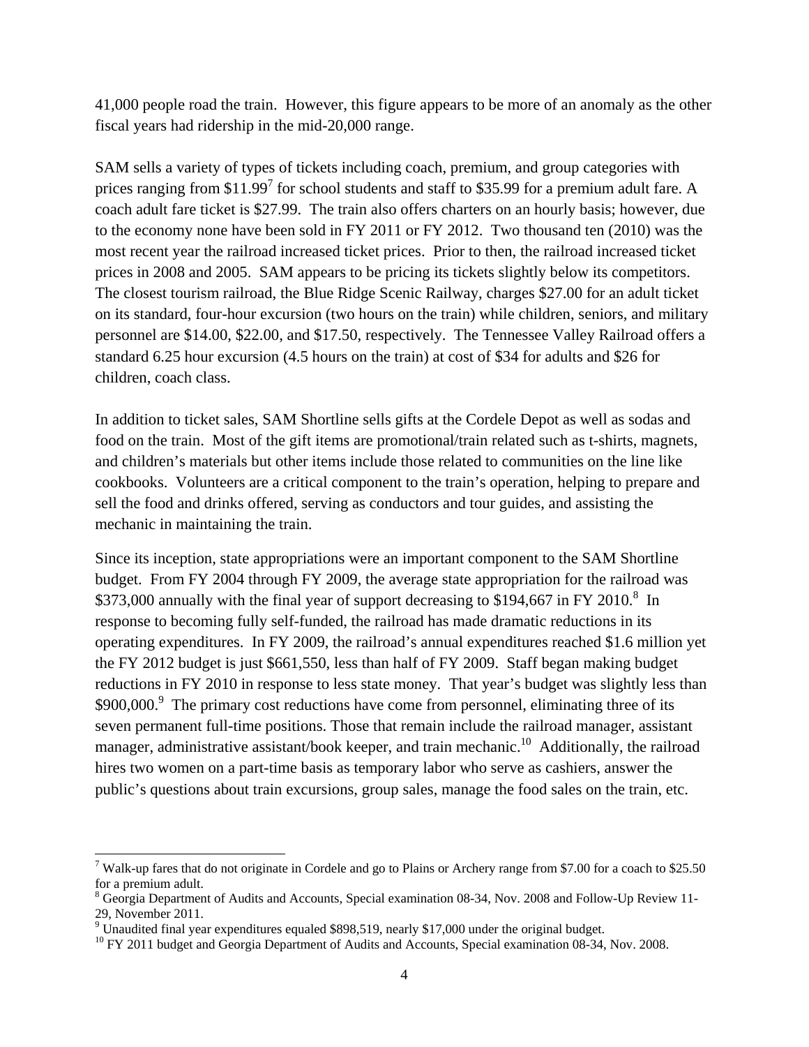41,000 people road the train. However, this figure appears to be more of an anomaly as the other fiscal years had ridership in the mid-20,000 range.

SAM sells a variety of types of tickets including coach, premium, and group categories with prices ranging from $11.99[7] for school students and staff to $35.99 for a premium adult fare. A coach adult fare ticket is $27.99. The train also offers charters on an hourly basis; however, due to the economy none have been sold in FY 2011 or FY 2012. Two thousand ten (2010) was the most recent year the railroad increased ticket prices. Prior to then, the railroad increased ticket prices in 2008 and 2005. SAM appears to be pricing its tickets slightly below its competitors. The closest tourism railroad, the Blue Ridge Scenic Railway, charges $27.00 for an adult ticket on its standard, four-hour excursion (two hours on the train) while children, seniors, and military personnel are $14.00, $22.00, and $17.50, respectively. The Tennessee Valley Railroad offers a standard 6.25 hour excursion (4.5 hours on the train) at cost of $34 for adults and $26 for children, coach class.

In addition to ticket sales, SAM Shortline sells gifts at the Cordele Depot as well as sodas and food on the train. Most of the gift items are promotional/train related such as t-shirts, magnets, and children's materials but other items include those related to communities on the line like cookbooks. Volunteers are a critical component to the train's operation, helping to prepare and sell the food and drinks offered, serving as conductors and tour guides, and assisting the mechanic in maintaining the train.

Since its inception, state appropriations were an important component to the SAM Shortline budget. From FY 2004 through FY 2009, the average state appropriation for the railroad was $373,000 annually with the final year of support decreasing to $194,667 in FY 2010.[8] In response to becoming fully self-funded, the railroad has made dramatic reductions in its operating expenditures. In FY 2009, the railroad's annual expenditures reached $1.6 million yet the FY 2012 budget is just $661,550, less than half of FY 2009. Staff began making budget reductions in FY 2010 in response to less state money. That year's budget was slightly less than $900,000.[9] The primary cost reductions have come from personnel, eliminating three of its seven permanent full-time positions. Those that remain include the railroad manager, assistant manager, administrative assistant/book keeper, and train mechanic.[10] Additionally, the railroad hires two women on a part-time basis as temporary labor who serve as cashiers, answer the public's questions about train excursions, group sales, manage the food sales on the train, etc.

---

[7] Walk-up fares that do not originate in Cordele and go to Plains or Archery range from $7.00 for a coach to $25.50 for a premium adult.

[8] Georgia Department of Audits and Accounts, Special examination 08-34, Nov. 2008 and Follow-Up Review 11-29, November 2011.

[9] Unaudited final year expenditures equaled $898,519, nearly $17,000 under the original budget.

[10] FY 2011 budget and Georgia Department of Audits and Accounts, Special examination 08-34, Nov. 2008.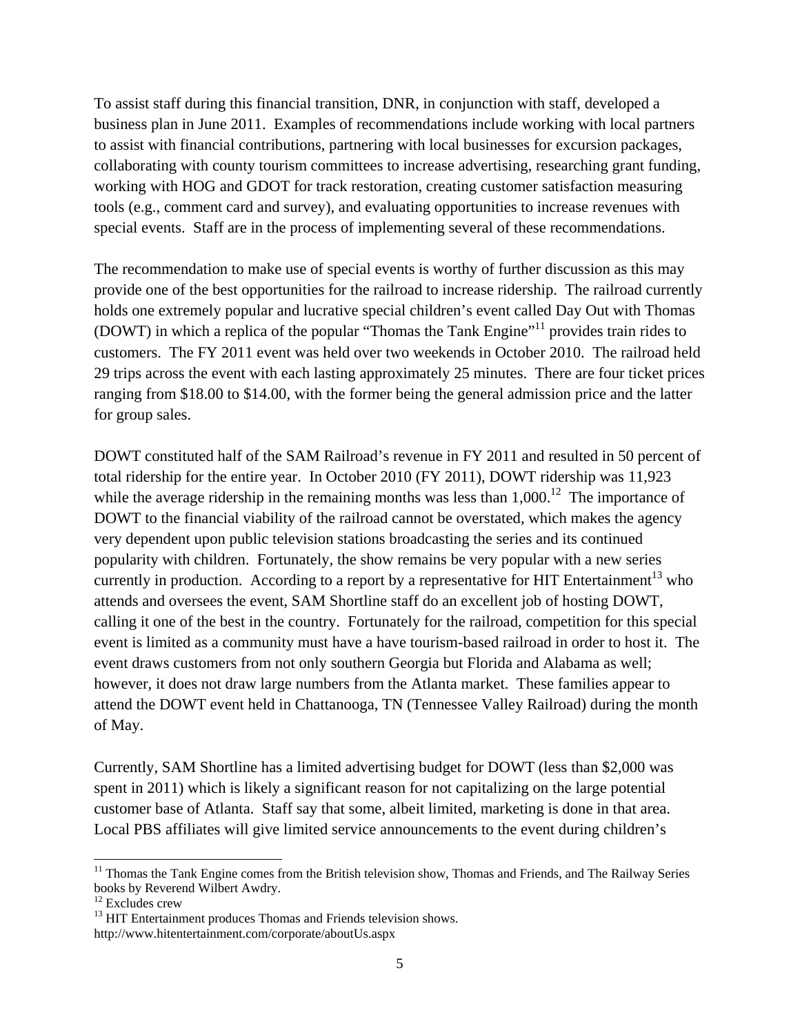To assist staff during this financial transition, DNR, in conjunction with staff, developed a business plan in June 2011. Examples of recommendations include working with local partners to assist with financial contributions, partnering with local businesses for excursion packages, collaborating with county tourism committees to increase advertising, researching grant funding, working with HOG and GDOT for track restoration, creating customer satisfaction measuring tools (e.g., comment card and survey), and evaluating opportunities to increase revenues with special events. Staff are in the process of implementing several of these recommendations.

The recommendation to make use of special events is worthy of further discussion as this may provide one of the best opportunities for the railroad to increase ridership. The railroad currently holds one extremely popular and lucrative special children's event called Day Out with Thomas (DOWT) in which a replica of the popular "Thomas the Tank Engine"[11] provides train rides to customers. The FY 2011 event was held over two weekends in October 2010. The railroad held 29 trips across the event with each lasting approximately 25 minutes. There are four ticket prices ranging from $18.00 to $14.00, with the former being the general admission price and the latter for group sales.

DOWT constituted half of the SAM Railroad's revenue in FY 2011 and resulted in 50 percent of total ridership for the entire year. In October 2010 (FY 2011), DOWT ridership was 11,923 while the average ridership in the remaining months was less than 1,000.[12] The importance of DOWT to the financial viability of the railroad cannot be overstated, which makes the agency very dependent upon public television stations broadcasting the series and its continued popularity with children. Fortunately, the show remains be very popular with a new series currently in production. According to a report by a representative for HIT Entertainment[13] who attends and oversees the event, SAM Shortline staff do an excellent job of hosting DOWT, calling it one of the best in the country. Fortunately for the railroad, competition for this special event is limited as a community must have a have tourism-based railroad in order to host it. The event draws customers from not only southern Georgia but Florida and Alabama as well; however, it does not draw large numbers from the Atlanta market. These families appear to attend the DOWT event held in Chattanooga, TN (Tennessee Valley Railroad) during the month of May.

Currently, SAM Shortline has a limited advertising budget for DOWT (less than $2,000 was spent in 2011) which is likely a significant reason for not capitalizing on the large potential customer base of Atlanta. Staff say that some, albeit limited, marketing is done in that area. Local PBS affiliates will give limited service announcements to the event during children's

---

[11] Thomas the Tank Engine comes from the British television show, Thomas and Friends, and The Railway Series books by Reverend Wilbert Awdry.

[12] Excludes crew

[13] HIT Entertainment produces Thomas and Friends television shows. http://www.hitentertainment.com/corporate/aboutUs.aspx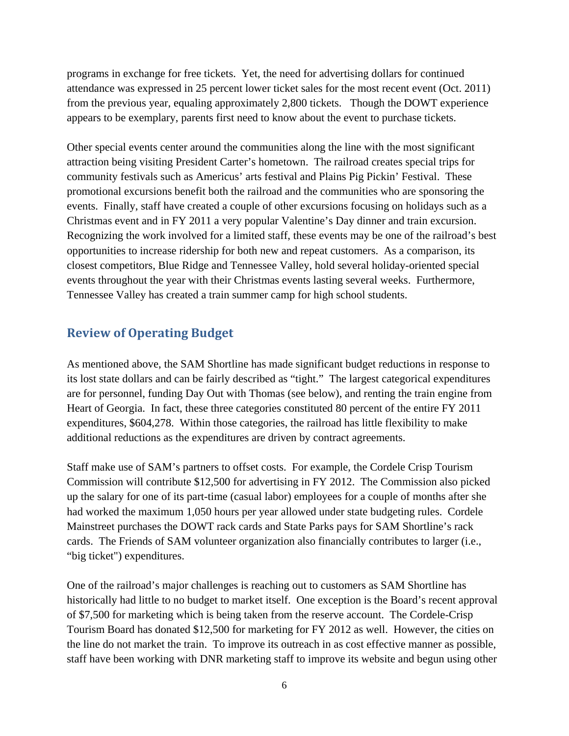programs in exchange for free tickets. Yet, the need for advertising dollars for continued attendance was expressed in 25 percent lower ticket sales for the most recent event (Oct. 2011) from the previous year, equaling approximately 2,800 tickets. Though the DOWT experience appears to be exemplary, parents first need to know about the event to purchase tickets.

Other special events center around the communities along the line with the most significant attraction being visiting President Carter's hometown. The railroad creates special trips for community festivals such as Americus' arts festival and Plains Pig Pickin' Festival. These promotional excursions benefit both the railroad and the communities who are sponsoring the events. Finally, staff have created a couple of other excursions focusing on holidays such as a Christmas event and in FY 2011 a very popular Valentine's Day dinner and train excursion. Recognizing the work involved for a limited staff, these events may be one of the railroad's best opportunities to increase ridership for both new and repeat customers. As a comparison, its closest competitors, Blue Ridge and Tennessee Valley, hold several holiday-oriented special events throughout the year with their Christmas events lasting several weeks. Furthermore, Tennessee Valley has created a train summer camp for high school students.

## Review of Operating Budget

As mentioned above, the SAM Shortline has made significant budget reductions in response to its lost state dollars and can be fairly described as "tight." The largest categorical expenditures are for personnel, funding Day Out with Thomas (see below), and renting the train engine from Heart of Georgia. In fact, these three categories constituted 80 percent of the entire FY 2011 expenditures, $604,278. Within those categories, the railroad has little flexibility to make additional reductions as the expenditures are driven by contract agreements.

Staff make use of SAM's partners to offset costs. For example, the Cordele Crisp Tourism Commission will contribute $12,500 for advertising in FY 2012. The Commission also picked up the salary for one of its part-time (casual labor) employees for a couple of months after she had worked the maximum 1,050 hours per year allowed under state budgeting rules. Cordele Mainstreet purchases the DOWT rack cards and State Parks pays for SAM Shortline's rack cards. The Friends of SAM volunteer organization also financially contributes to larger (i.e., "big ticket") expenditures.

One of the railroad's major challenges is reaching out to customers as SAM Shortline has historically had little to no budget to market itself. One exception is the Board's recent approval of $7,500 for marketing which is being taken from the reserve account. The Cordele-Crisp Tourism Board has donated $12,500 for marketing for FY 2012 as well. However, the cities on the line do not market the train. To improve its outreach in as cost effective manner as possible, staff have been working with DNR marketing staff to improve its website and begun using other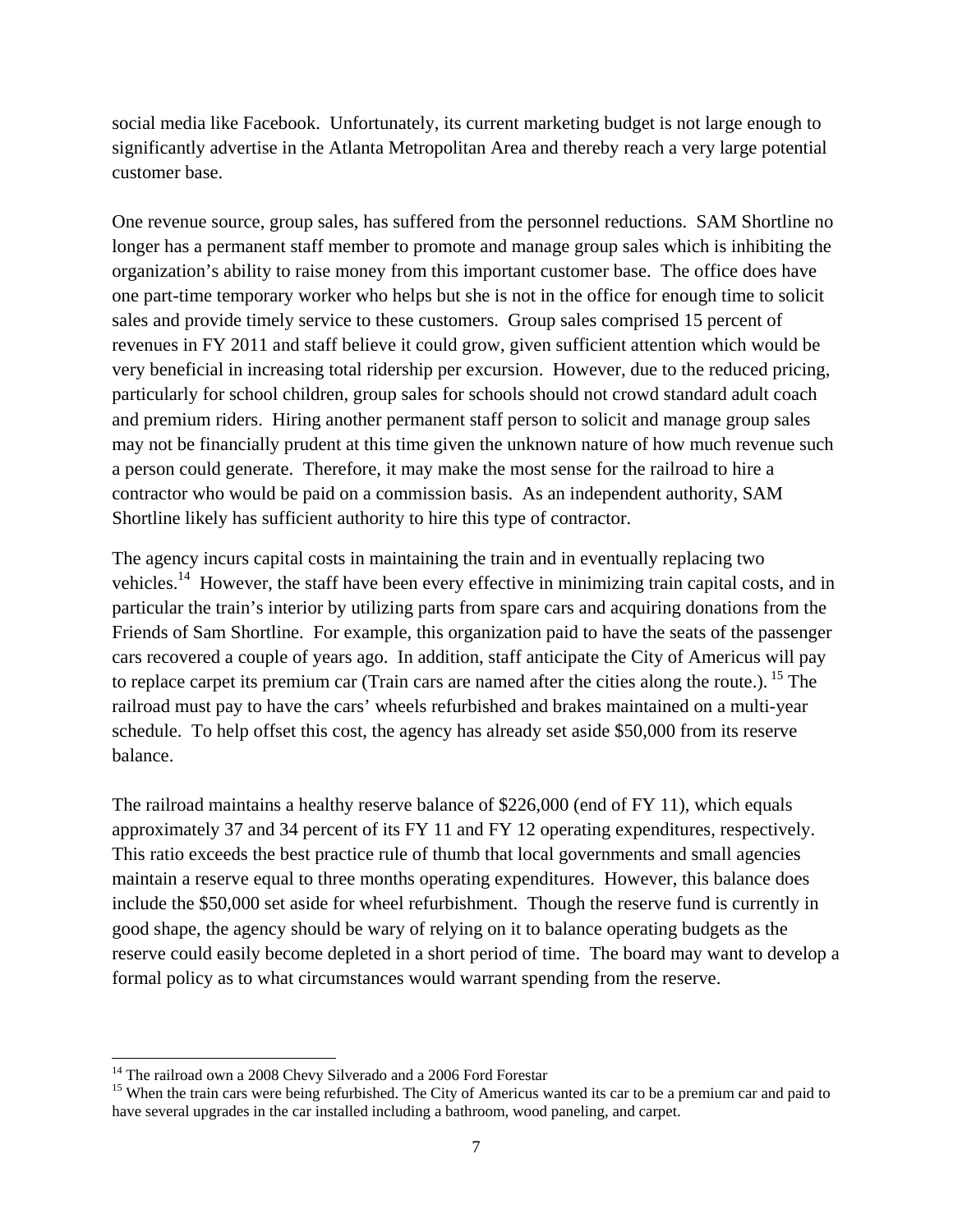social media like Facebook. Unfortunately, its current marketing budget is not large enough to significantly advertise in the Atlanta Metropolitan Area and thereby reach a very large potential customer base.

One revenue source, group sales, has suffered from the personnel reductions. SAM Shortline no longer has a permanent staff member to promote and manage group sales which is inhibiting the organization's ability to raise money from this important customer base. The office does have one part-time temporary worker who helps but she is not in the office for enough time to solicit sales and provide timely service to these customers. Group sales comprised 15 percent of revenues in FY 2011 and staff believe it could grow, given sufficient attention which would be very beneficial in increasing total ridership per excursion. However, due to the reduced pricing, particularly for school children, group sales for schools should not crowd standard adult coach and premium riders. Hiring another permanent staff person to solicit and manage group sales may not be financially prudent at this time given the unknown nature of how much revenue such a person could generate. Therefore, it may make the most sense for the railroad to hire a contractor who would be paid on a commission basis. As an independent authority, SAM Shortline likely has sufficient authority to hire this type of contractor.

The agency incurs capital costs in maintaining the train and in eventually replacing two vehicles.[14] However, the staff have been every effective in minimizing train capital costs, and in particular the train's interior by utilizing parts from spare cars and acquiring donations from the Friends of Sam Shortline. For example, this organization paid to have the seats of the passenger cars recovered a couple of years ago. In addition, staff anticipate the City of Americus will pay to replace carpet its premium car (Train cars are named after the cities along the route.).[15] The railroad must pay to have the cars' wheels refurbished and brakes maintained on a multi-year schedule. To help offset this cost, the agency has already set aside $50,000 from its reserve balance.

The railroad maintains a healthy reserve balance of $226,000 (end of FY 11), which equals approximately 37 and 34 percent of its FY 11 and FY 12 operating expenditures, respectively. This ratio exceeds the best practice rule of thumb that local governments and small agencies maintain a reserve equal to three months operating expenditures. However, this balance does include the $50,000 set aside for wheel refurbishment. Though the reserve fund is currently in good shape, the agency should be wary of relying on it to balance operating budgets as the reserve could easily become depleted in a short period of time. The board may want to develop a formal policy as to what circumstances would warrant spending from the reserve.

---

[14] The railroad own a 2008 Chevy Silverado and a 2006 Ford Forestar

[15] When the train cars were being refurbished. The City of Americus wanted its car to be a premium car and paid to have several upgrades in the car installed including a bathroom, wood paneling, and carpet.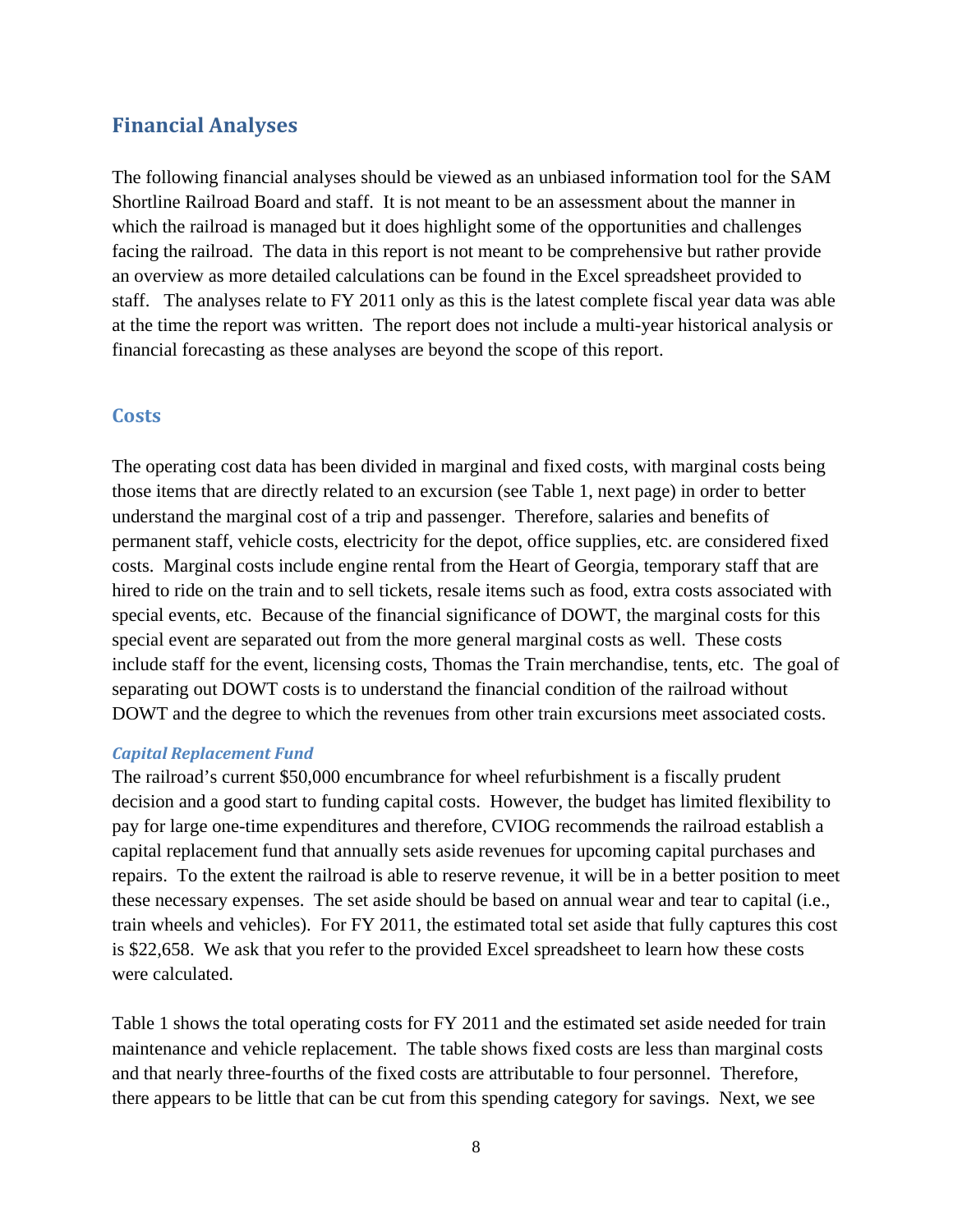## Financial Analyses

The following financial analyses should be viewed as an unbiased information tool for the SAM Shortline Railroad Board and staff. It is not meant to be an assessment about the manner in which the railroad is managed but it does highlight some of the opportunities and challenges facing the railroad. The data in this report is not meant to be comprehensive but rather provide an overview as more detailed calculations can be found in the Excel spreadsheet provided to staff. The analyses relate to FY 2011 only as this is the latest complete fiscal year data was able at the time the report was written. The report does not include a multi-year historical analysis or financial forecasting as these analyses are beyond the scope of this report.

### Costs

The operating cost data has been divided in marginal and fixed costs, with marginal costs being those items that are directly related to an excursion (see Table 1, next page) in order to better understand the marginal cost of a trip and passenger. Therefore, salaries and benefits of permanent staff, vehicle costs, electricity for the depot, office supplies, etc. are considered fixed costs. Marginal costs include engine rental from the Heart of Georgia, temporary staff that are hired to ride on the train and to sell tickets, resale items such as food, extra costs associated with special events, etc. Because of the financial significance of DOWT, the marginal costs for this special event are separated out from the more general marginal costs as well. These costs include staff for the event, licensing costs, Thomas the Train merchandise, tents, etc. The goal of separating out DOWT costs is to understand the financial condition of the railroad without DOWT and the degree to which the revenues from other train excursions meet associated costs.

#### *Capital Replacement Fund*

The railroad's current $50,000 encumbrance for wheel refurbishment is a fiscally prudent decision and a good start to funding capital costs. However, the budget has limited flexibility to pay for large one-time expenditures and therefore, CVIOG recommends the railroad establish a capital replacement fund that annually sets aside revenues for upcoming capital purchases and repairs. To the extent the railroad is able to reserve revenue, it will be in a better position to meet these necessary expenses. The set aside should be based on annual wear and tear to capital (i.e., train wheels and vehicles). For FY 2011, the estimated total set aside that fully captures this cost is $22,658. We ask that you refer to the provided Excel spreadsheet to learn how these costs were calculated.

Table 1 shows the total operating costs for FY 2011 and the estimated set aside needed for train maintenance and vehicle replacement. The table shows fixed costs are less than marginal costs and that nearly three-fourths of the fixed costs are attributable to four personnel. Therefore, there appears to be little that can be cut from this spending category for savings. Next, we see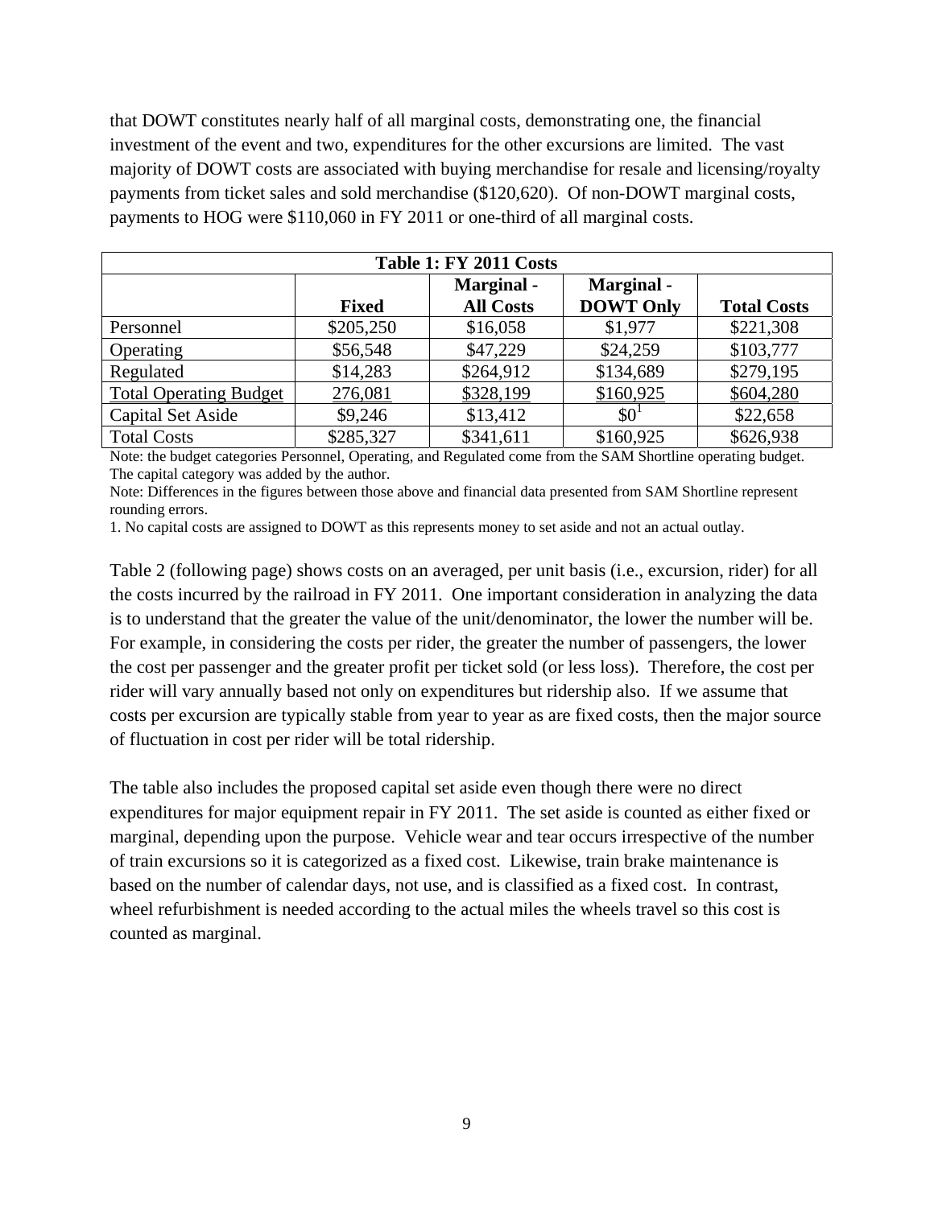that DOWT constitutes nearly half of all marginal costs, demonstrating one, the financial investment of the event and two, expenditures for the other excursions are limited. The vast majority of DOWT costs are associated with buying merchandise for resale and licensing/royalty payments from ticket sales and sold merchandise ($120,620). Of non-DOWT marginal costs, payments to HOG were $110,060 in FY 2011 or one-third of all marginal costs.

| Table 1: FY 2011 Costs | | | | |
|---|---|---|---|---|
| | **Fixed** | **Marginal - All Costs** | **Marginal - DOWT Only** | **Total Costs** |
| Personnel | $205,250 | $16,058 | $1,977 | $221,308 |
| Operating | $56,548 | $47,229 | $24,259 | $103,777 |
| Regulated | $14,283 | $264,912 | $134,689 | $279,195 |
| Total Operating Budget | 276,081 | $328,199 | $160,925 | $604,280 |
| Capital Set Aside | $9,246 | $13,412 | $0[1] | $22,658 |
| Total Costs | $285,327 | $341,611 | $160,925 | $626,938 |

Note: the budget categories Personnel, Operating, and Regulated come from the SAM Shortline operating budget. The capital category was added by the author.

Note: Differences in the figures between those above and financial data presented from SAM Shortline represent rounding errors.

1. No capital costs are assigned to DOWT as this represents money to set aside and not an actual outlay.

Table 2 (following page) shows costs on an averaged, per unit basis (i.e., excursion, rider) for all the costs incurred by the railroad in FY 2011. One important consideration in analyzing the data is to understand that the greater the value of the unit/denominator, the lower the number will be. For example, in considering the costs per rider, the greater the number of passengers, the lower the cost per passenger and the greater profit per ticket sold (or less loss). Therefore, the cost per rider will vary annually based not only on expenditures but ridership also. If we assume that costs per excursion are typically stable from year to year as are fixed costs, then the major source of fluctuation in cost per rider will be total ridership.

The table also includes the proposed capital set aside even though there were no direct expenditures for major equipment repair in FY 2011. The set aside is counted as either fixed or marginal, depending upon the purpose. Vehicle wear and tear occurs irrespective of the number of train excursions so it is categorized as a fixed cost. Likewise, train brake maintenance is based on the number of calendar days, not use, and is classified as a fixed cost. In contrast, wheel refurbishment is needed according to the actual miles the wheels travel so this cost is counted as marginal.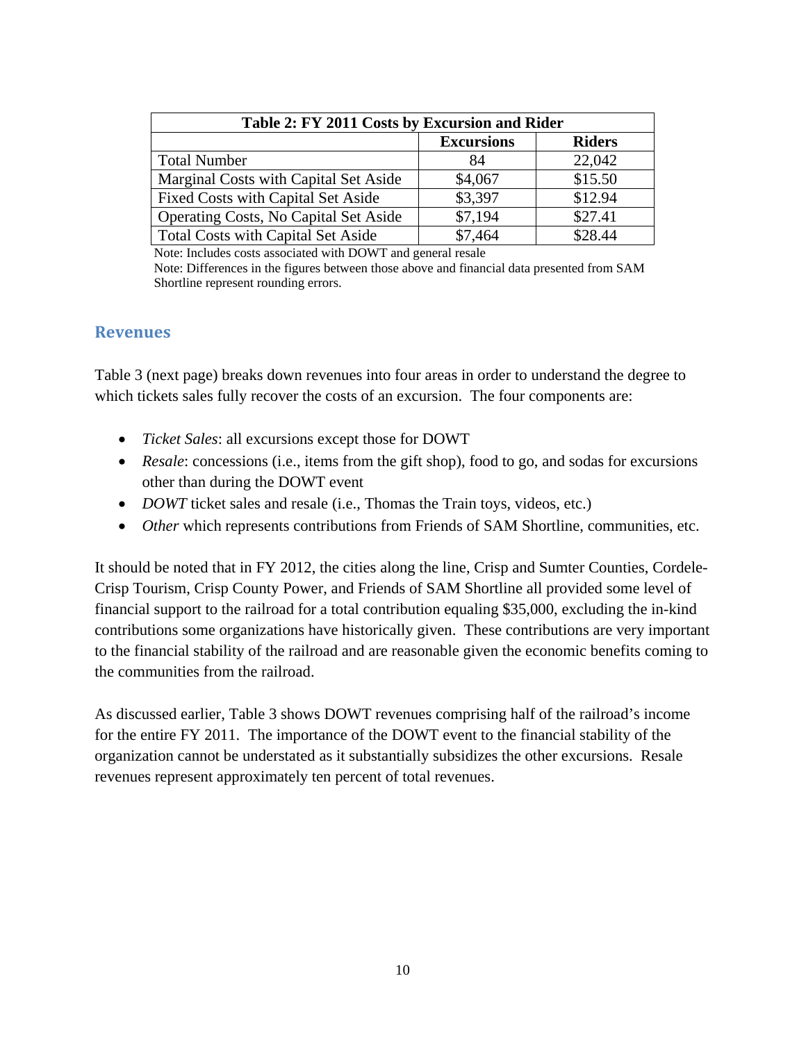| Table 2: FY 2011 Costs by Excursion and Rider | | |
|---|---|---|
| | **Excursions** | **Riders** |
| Total Number | 84 | 22,042 |
| Marginal Costs with Capital Set Aside | $4,067 | $15.50 |
| Fixed Costs with Capital Set Aside | $3,397 | $12.94 |
| Operating Costs, No Capital Set Aside | $7,194 | $27.41 |
| Total Costs with Capital Set Aside | $7,464 | $28.44 |

Note: Includes costs associated with DOWT and general resale

Note: Differences in the figures between those above and financial data presented from SAM Shortline represent rounding errors.

## Revenues

Table 3 (next page) breaks down revenues into four areas in order to understand the degree to which tickets sales fully recover the costs of an excursion. The four components are:

- *Ticket Sales*: all excursions except those for DOWT
- *Resale*: concessions (i.e., items from the gift shop), food to go, and sodas for excursions other than during the DOWT event
- *DOWT* ticket sales and resale (i.e., Thomas the Train toys, videos, etc.)
- *Other* which represents contributions from Friends of SAM Shortline, communities, etc.

It should be noted that in FY 2012, the cities along the line, Crisp and Sumter Counties, Cordele-Crisp Tourism, Crisp County Power, and Friends of SAM Shortline all provided some level of financial support to the railroad for a total contribution equaling $35,000, excluding the in-kind contributions some organizations have historically given. These contributions are very important to the financial stability of the railroad and are reasonable given the economic benefits coming to the communities from the railroad.

As discussed earlier, Table 3 shows DOWT revenues comprising half of the railroad's income for the entire FY 2011. The importance of the DOWT event to the financial stability of the organization cannot be understated as it substantially subsidizes the other excursions. Resale revenues represent approximately ten percent of total revenues.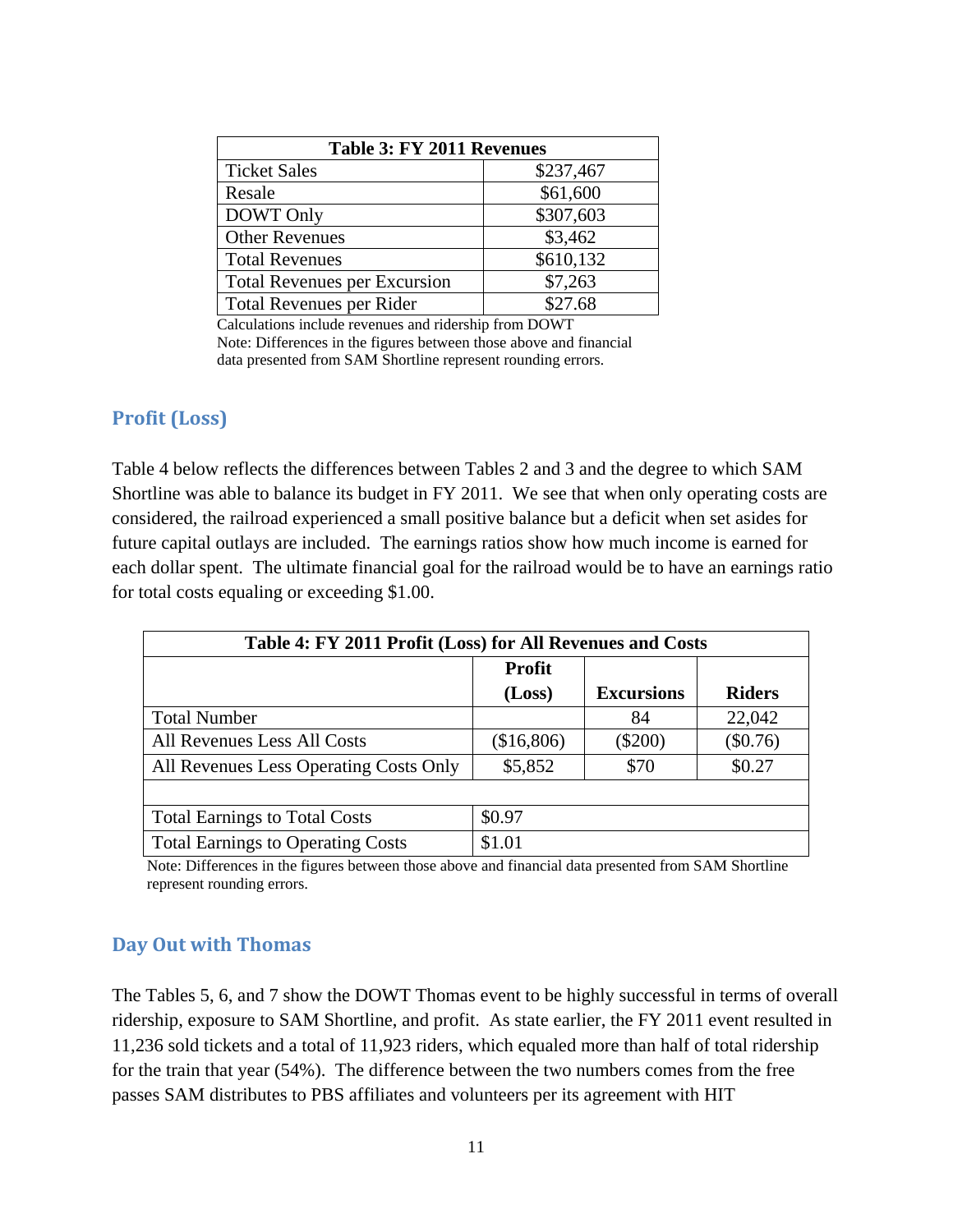| Table 3: FY 2011 Revenues | |
| --- | --- |
| Ticket Sales | $237,467 |
| Resale | $61,600 |
| DOWT Only | $307,603 |
| Other Revenues | $3,462 |
| Total Revenues | $610,132 |
| Total Revenues per Excursion | $7,263 |
| Total Revenues per Rider | $27.68 |

Calculations include revenues and ridership from DOWT
Note: Differences in the figures between those above and financial data presented from SAM Shortline represent rounding errors.

## Profit (Loss)

Table 4 below reflects the differences between Tables 2 and 3 and the degree to which SAM Shortline was able to balance its budget in FY 2011. We see that when only operating costs are considered, the railroad experienced a small positive balance but a deficit when set asides for future capital outlays are included. The earnings ratios show how much income is earned for each dollar spent. The ultimate financial goal for the railroad would be to have an earnings ratio for total costs equaling or exceeding $1.00.

| Table 4: FY 2011 Profit (Loss) for All Revenues and Costs | | | |
| --- | --- | --- | --- |
| | Profit (Loss) | Excursions | Riders |
| Total Number | | 84 | 22,042 |
| All Revenues Less All Costs | ($16,806) | ($200) | ($0.76) |
| All Revenues Less Operating Costs Only | $5,852 | $70 | $0.27 |
| | | | |
| Total Earnings to Total Costs | $0.97 | | |
| Total Earnings to Operating Costs | $1.01 | | |

Note: Differences in the figures between those above and financial data presented from SAM Shortline represent rounding errors.

## Day Out with Thomas

The Tables 5, 6, and 7 show the DOWT Thomas event to be highly successful in terms of overall ridership, exposure to SAM Shortline, and profit. As state earlier, the FY 2011 event resulted in 11,236 sold tickets and a total of 11,923 riders, which equaled more than half of total ridership for the train that year (54%). The difference between the two numbers comes from the free passes SAM distributes to PBS affiliates and volunteers per its agreement with HIT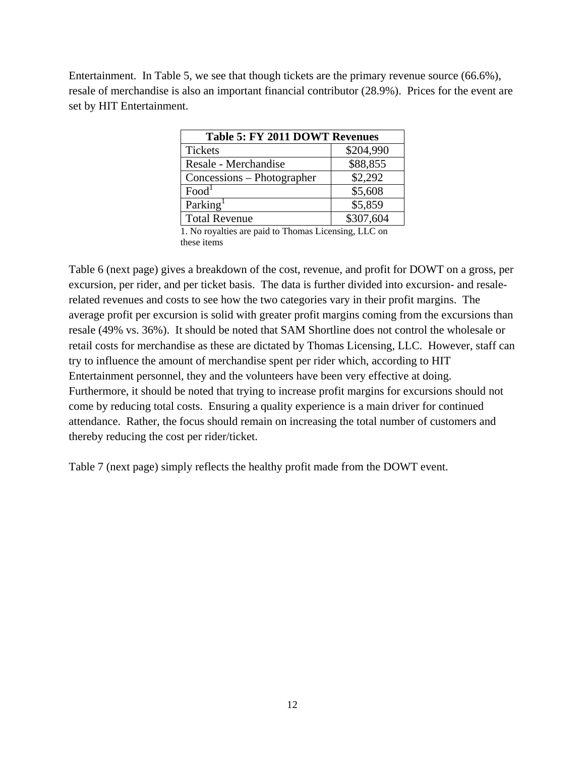Entertainment. In Table 5, we see that though tickets are the primary revenue source (66.6%), resale of merchandise is also an important financial contributor (28.9%). Prices for the event are set by HIT Entertainment.

| Table 5: FY 2011 DOWT Revenues | |
|---|---|
| Tickets | $204,990 |
| Resale - Merchandise | $88,855 |
| Concessions – Photographer | $2,292 |
| Food[1] | $5,608 |
| Parking[1] | $5,859 |
| Total Revenue | $307,604 |

1. No royalties are paid to Thomas Licensing, LLC on these items

Table 6 (next page) gives a breakdown of the cost, revenue, and profit for DOWT on a gross, per excursion, per rider, and per ticket basis. The data is further divided into excursion- and resale-related revenues and costs to see how the two categories vary in their profit margins. The average profit per excursion is solid with greater profit margins coming from the excursions than resale (49% vs. 36%). It should be noted that SAM Shortline does not control the wholesale or retail costs for merchandise as these are dictated by Thomas Licensing, LLC. However, staff can try to influence the amount of merchandise spent per rider which, according to HIT Entertainment personnel, they and the volunteers have been very effective at doing. Furthermore, it should be noted that trying to increase profit margins for excursions should not come by reducing total costs. Ensuring a quality experience is a main driver for continued attendance. Rather, the focus should remain on increasing the total number of customers and thereby reducing the cost per rider/ticket.

Table 7 (next page) simply reflects the healthy profit made from the DOWT event.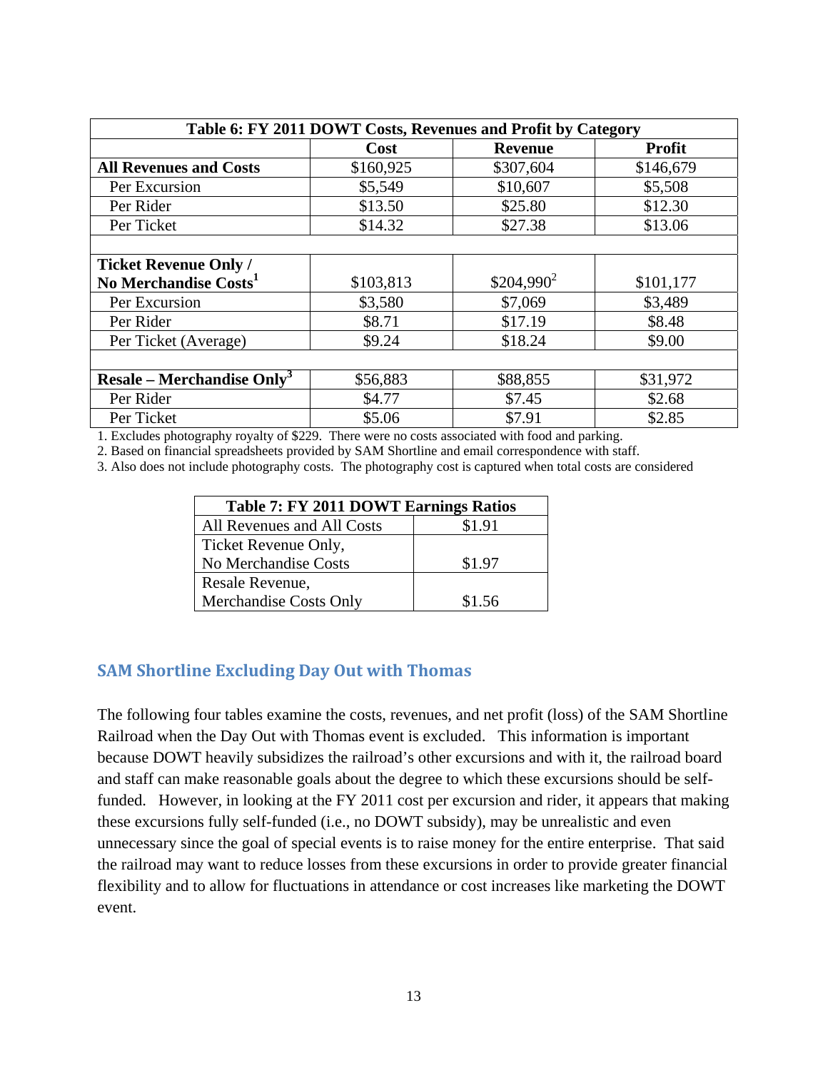| Table 6: FY 2011 DOWT Costs, Revenues and Profit by Category | | | |
|---|---|---|---|
| | **Cost** | **Revenue** | **Profit** |
| **All Revenues and Costs** | $160,925 | $307,604 | $146,679 |
| Per Excursion | $5,549 | $10,607 | $5,508 |
| Per Rider | $13.50 | $25.80 | $12.30 |
| Per Ticket | $14.32 | $27.38 | $13.06 |
| | | | |
| **Ticket Revenue Only / No Merchandise Costs**[1] | $103,813 | $204,990[2] | $101,177 |
| Per Excursion | $3,580 | $7,069 | $3,489 |
| Per Rider | $8.71 | $17.19 | $8.48 |
| Per Ticket (Average) | $9.24 | $18.24 | $9.00 |
| | | | |
| **Resale – Merchandise Only**[3] | $56,883 | $88,855 | $31,972 |
| Per Rider | $4.77 | $7.45 | $2.68 |
| Per Ticket | $5.06 | $7.91 | $2.85 |

1. Excludes photography royalty of $229. There were no costs associated with food and parking.
2. Based on financial spreadsheets provided by SAM Shortline and email correspondence with staff.
3. Also does not include photography costs. The photography cost is captured when total costs are considered

| Table 7: FY 2011 DOWT Earnings Ratios | |
|---|---|
| All Revenues and All Costs | $1.91 |
| Ticket Revenue Only, No Merchandise Costs | $1.97 |
| Resale Revenue, Merchandise Costs Only | $1.56 |

## SAM Shortline Excluding Day Out with Thomas

The following four tables examine the costs, revenues, and net profit (loss) of the SAM Shortline Railroad when the Day Out with Thomas event is excluded. This information is important because DOWT heavily subsidizes the railroad's other excursions and with it, the railroad board and staff can make reasonable goals about the degree to which these excursions should be self-funded. However, in looking at the FY 2011 cost per excursion and rider, it appears that making these excursions fully self-funded (i.e., no DOWT subsidy), may be unrealistic and even unnecessary since the goal of special events is to raise money for the entire enterprise. That said the railroad may want to reduce losses from these excursions in order to provide greater financial flexibility and to allow for fluctuations in attendance or cost increases like marketing the DOWT event.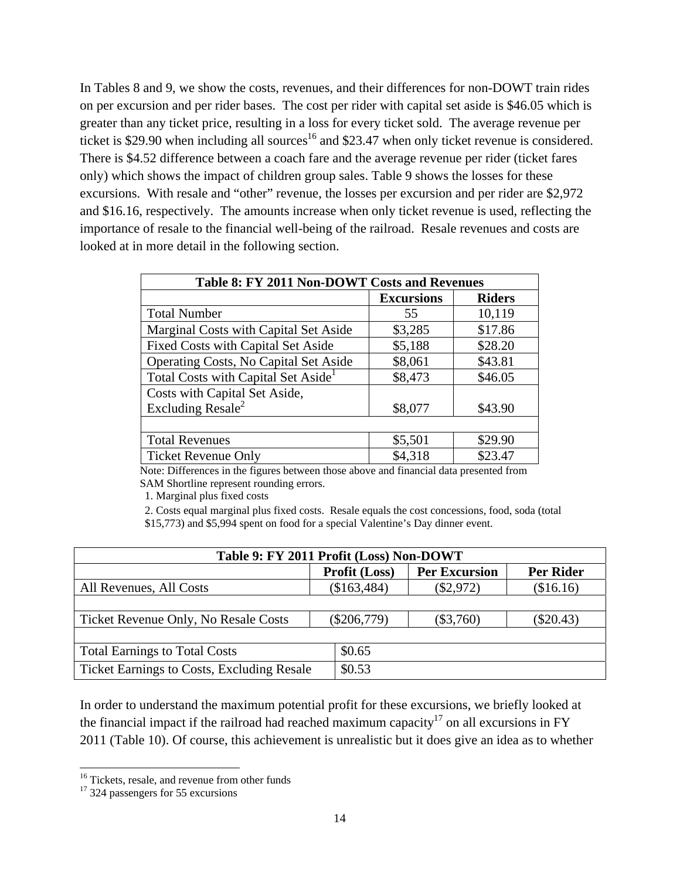In Tables 8 and 9, we show the costs, revenues, and their differences for non-DOWT train rides on per excursion and per rider bases. The cost per rider with capital set aside is $46.05 which is greater than any ticket price, resulting in a loss for every ticket sold. The average revenue per ticket is $29.90 when including all sources[16] and $23.47 when only ticket revenue is considered. There is $4.52 difference between a coach fare and the average revenue per rider (ticket fares only) which shows the impact of children group sales. Table 9 shows the losses for these excursions. With resale and "other" revenue, the losses per excursion and per rider are $2,972 and $16.16, respectively. The amounts increase when only ticket revenue is used, reflecting the importance of resale to the financial well-being of the railroad. Resale revenues and costs are looked at in more detail in the following section.

| Table 8: FY 2011 Non-DOWT Costs and Revenues | | |
|---|---|---|
| | **Excursions** | **Riders** |
| Total Number | 55 | 10,119 |
| Marginal Costs with Capital Set Aside | $3,285 | $17.86 |
| Fixed Costs with Capital Set Aside | $5,188 | $28.20 |
| Operating Costs, No Capital Set Aside | $8,061 | $43.81 |
| Total Costs with Capital Set Aside[1] | $8,473 | $46.05 |
| Costs with Capital Set Aside, Excluding Resale[2] | $8,077 | $43.90 |
| | | |
| Total Revenues | $5,501 | $29.90 |
| Ticket Revenue Only | $4,318 | $23.47 |

Note: Differences in the figures between those above and financial data presented from SAM Shortline represent rounding errors.

1. Marginal plus fixed costs

2. Costs equal marginal plus fixed costs. Resale equals the cost concessions, food, soda (total $15,773) and $5,994 spent on food for a special Valentine's Day dinner event.

| Table 9: FY 2011 Profit (Loss) Non-DOWT | | | |
|---|---|---|---|
| | **Profit (Loss)** | **Per Excursion** | **Per Rider** |
| All Revenues, All Costs | ($163,484) | ($2,972) | ($16.16) |
| | | | |
| Ticket Revenue Only, No Resale Costs | ($206,779) | ($3,760) | ($20.43) |
| | | | |
| Total Earnings to Total Costs | $0.65 | | |
| Ticket Earnings to Costs, Excluding Resale | $0.53 | | |

In order to understand the maximum potential profit for these excursions, we briefly looked at the financial impact if the railroad had reached maximum capacity[17] on all excursions in FY 2011 (Table 10). Of course, this achievement is unrealistic but it does give an idea as to whether

[16] Tickets, resale, and revenue from other funds

[17] 324 passengers for 55 excursions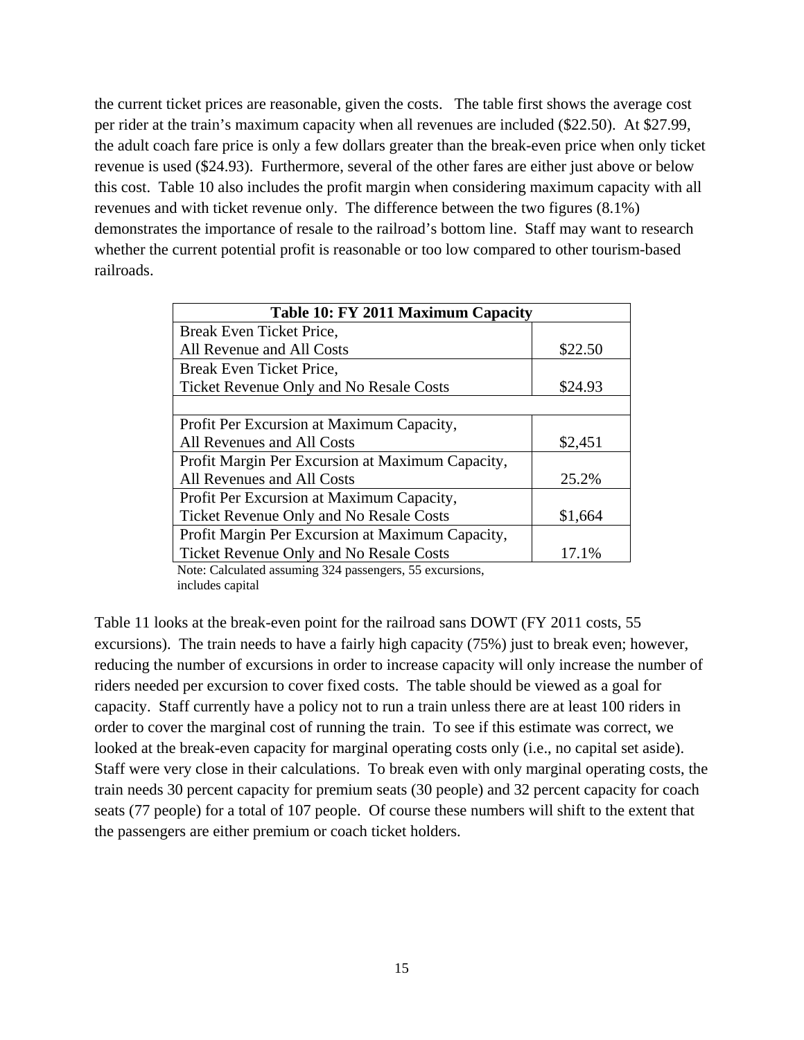the current ticket prices are reasonable, given the costs. The table first shows the average cost per rider at the train's maximum capacity when all revenues are included ($22.50). At $27.99, the adult coach fare price is only a few dollars greater than the break-even price when only ticket revenue is used ($24.93). Furthermore, several of the other fares are either just above or below this cost. Table 10 also includes the profit margin when considering maximum capacity with all revenues and with ticket revenue only. The difference between the two figures (8.1%) demonstrates the importance of resale to the railroad's bottom line. Staff may want to research whether the current potential profit is reasonable or too low compared to other tourism-based railroads.

| Table 10: FY 2011 Maximum Capacity | |
|---|---|
| Break Even Ticket Price, All Revenue and All Costs | $22.50 |
| Break Even Ticket Price, Ticket Revenue Only and No Resale Costs | $24.93 |
| | |
| Profit Per Excursion at Maximum Capacity, All Revenues and All Costs | $2,451 |
| Profit Margin Per Excursion at Maximum Capacity, All Revenues and All Costs | 25.2% |
| Profit Per Excursion at Maximum Capacity, Ticket Revenue Only and No Resale Costs | $1,664 |
| Profit Margin Per Excursion at Maximum Capacity, Ticket Revenue Only and No Resale Costs | 17.1% |

Note: Calculated assuming 324 passengers, 55 excursions, includes capital

Table 11 looks at the break-even point for the railroad sans DOWT (FY 2011 costs, 55 excursions). The train needs to have a fairly high capacity (75%) just to break even; however, reducing the number of excursions in order to increase capacity will only increase the number of riders needed per excursion to cover fixed costs. The table should be viewed as a goal for capacity. Staff currently have a policy not to run a train unless there are at least 100 riders in order to cover the marginal cost of running the train. To see if this estimate was correct, we looked at the break-even capacity for marginal operating costs only (i.e., no capital set aside). Staff were very close in their calculations. To break even with only marginal operating costs, the train needs 30 percent capacity for premium seats (30 people) and 32 percent capacity for coach seats (77 people) for a total of 107 people. Of course these numbers will shift to the extent that the passengers are either premium or coach ticket holders.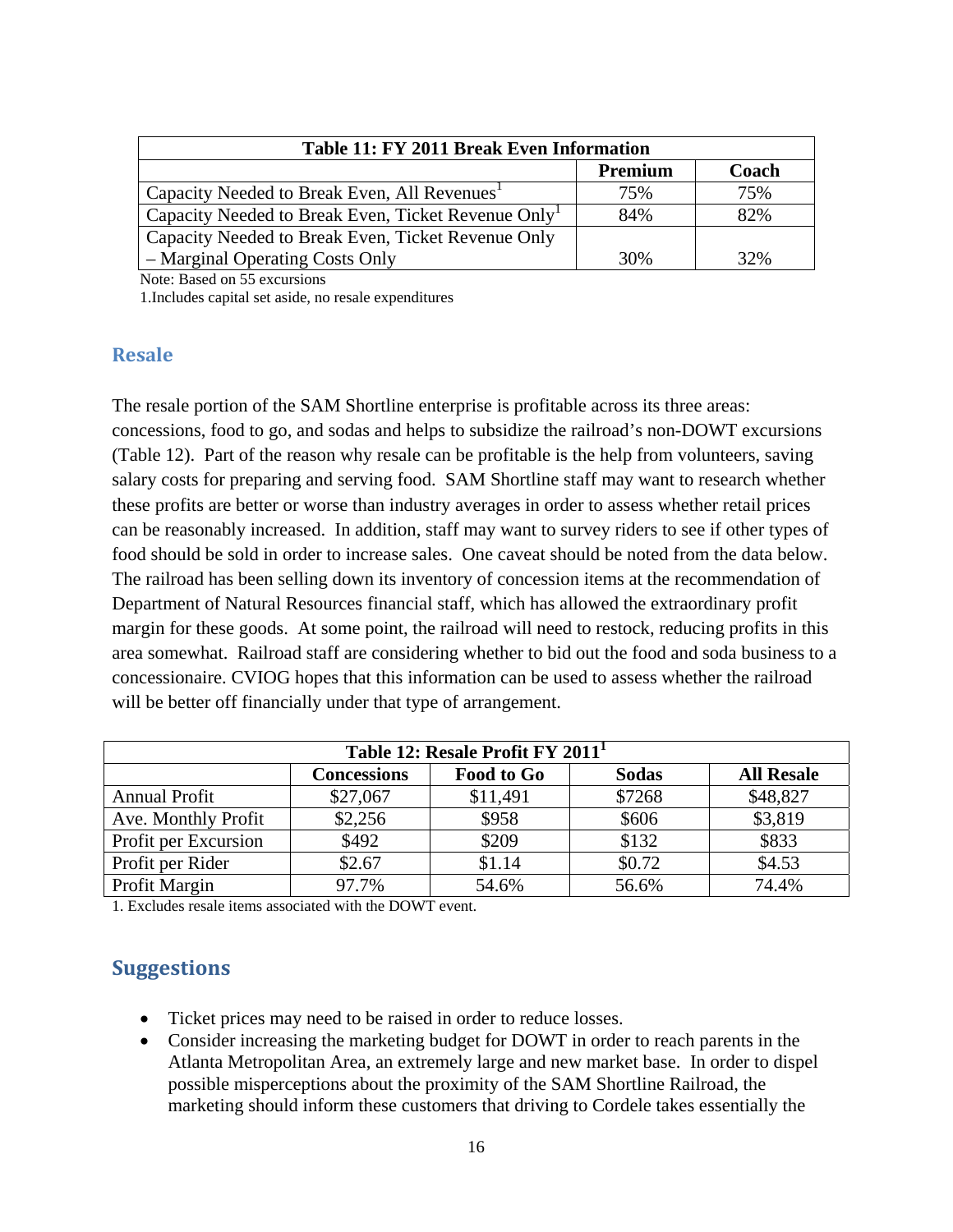| Table 11: FY 2011 Break Even Information | | |
|---|---|---|
| | Premium | Coach |
| Capacity Needed to Break Even, All Revenues[1] | 75% | 75% |
| Capacity Needed to Break Even, Ticket Revenue Only[1] | 84% | 82% |
| Capacity Needed to Break Even, Ticket Revenue Only – Marginal Operating Costs Only | 30% | 32% |

Note: Based on 55 excursions

1.Includes capital set aside, no resale expenditures

## Resale

The resale portion of the SAM Shortline enterprise is profitable across its three areas: concessions, food to go, and sodas and helps to subsidize the railroad's non-DOWT excursions (Table 12). Part of the reason why resale can be profitable is the help from volunteers, saving salary costs for preparing and serving food. SAM Shortline staff may want to research whether these profits are better or worse than industry averages in order to assess whether retail prices can be reasonably increased. In addition, staff may want to survey riders to see if other types of food should be sold in order to increase sales. One caveat should be noted from the data below. The railroad has been selling down its inventory of concession items at the recommendation of Department of Natural Resources financial staff, which has allowed the extraordinary profit margin for these goods. At some point, the railroad will need to restock, reducing profits in this area somewhat. Railroad staff are considering whether to bid out the food and soda business to a concessionaire. CVIOG hopes that this information can be used to assess whether the railroad will be better off financially under that type of arrangement.

| Table 12: Resale Profit FY 2011[1] | | | | |
|---|---|---|---|---|
| | Concessions | Food to Go | Sodas | All Resale |
| Annual Profit | $27,067 | $11,491 | $7268 | $48,827 |
| Ave. Monthly Profit | $2,256 | $958 | $606 | $3,819 |
| Profit per Excursion | $492 | $209 | $132 | $833 |
| Profit per Rider | $2.67 | $1.14 | $0.72 | $4.53 |
| Profit Margin | 97.7% | 54.6% | 56.6% | 74.4% |

1. Excludes resale items associated with the DOWT event.

## Suggestions

- Ticket prices may need to be raised in order to reduce losses.
- Consider increasing the marketing budget for DOWT in order to reach parents in the Atlanta Metropolitan Area, an extremely large and new market base. In order to dispel possible misperceptions about the proximity of the SAM Shortline Railroad, the marketing should inform these customers that driving to Cordele takes essentially the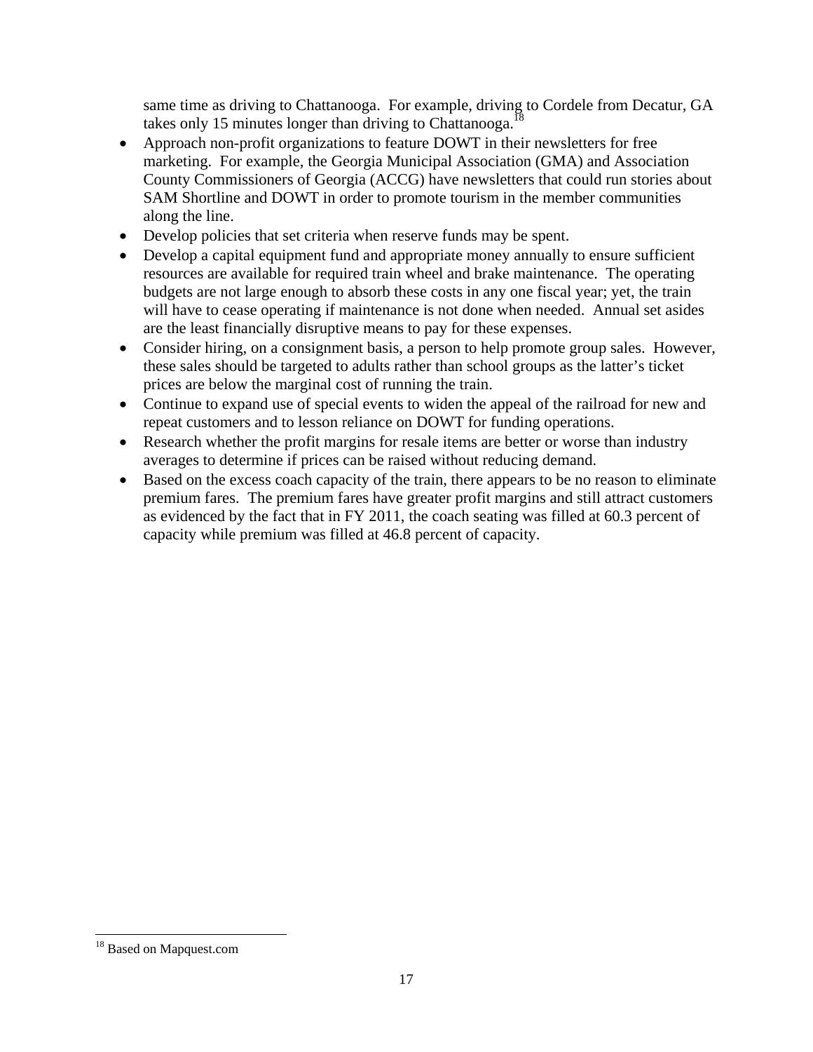same time as driving to Chattanooga. For example, driving to Cordele from Decatur, GA takes only 15 minutes longer than driving to Chattanooga.[18]

- Approach non-profit organizations to feature DOWT in their newsletters for free marketing. For example, the Georgia Municipal Association (GMA) and Association County Commissioners of Georgia (ACCG) have newsletters that could run stories about SAM Shortline and DOWT in order to promote tourism in the member communities along the line.
- Develop policies that set criteria when reserve funds may be spent.
- Develop a capital equipment fund and appropriate money annually to ensure sufficient resources are available for required train wheel and brake maintenance. The operating budgets are not large enough to absorb these costs in any one fiscal year; yet, the train will have to cease operating if maintenance is not done when needed. Annual set asides are the least financially disruptive means to pay for these expenses.
- Consider hiring, on a consignment basis, a person to help promote group sales. However, these sales should be targeted to adults rather than school groups as the latter's ticket prices are below the marginal cost of running the train.
- Continue to expand use of special events to widen the appeal of the railroad for new and repeat customers and to lesson reliance on DOWT for funding operations.
- Research whether the profit margins for resale items are better or worse than industry averages to determine if prices can be raised without reducing demand.
- Based on the excess coach capacity of the train, there appears to be no reason to eliminate premium fares. The premium fares have greater profit margins and still attract customers as evidenced by the fact that in FY 2011, the coach seating was filled at 60.3 percent of capacity while premium was filled at 46.8 percent of capacity.

[18] Based on Mapquest.com